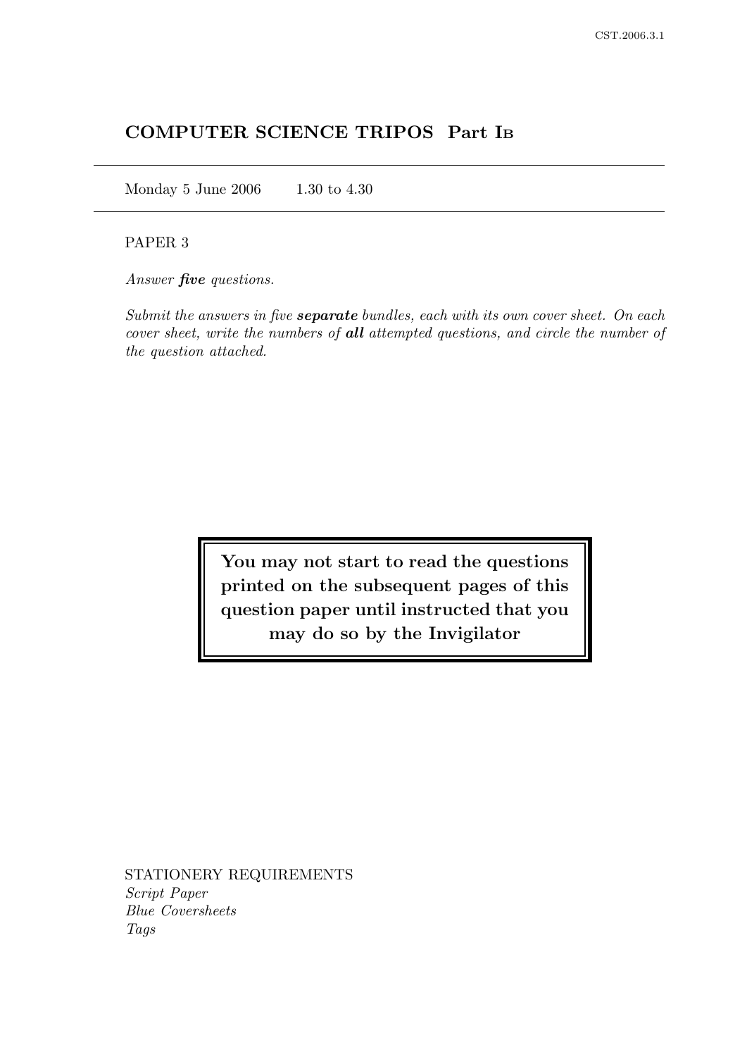# COMPUTER SCIENCE TRIPOS Part IB

Monday 5 June 2006 1.30 to 4.30

PAPER 3

*Answer **five** questions.*

*Submit the answers in five **separate** bundles, each with its own cover sheet. On each cover sheet, write the numbers of **all** attempted questions, and circle the number of the question attached.*

**You may not start to read the questions printed on the subsequent pages of this question paper until instructed that you may do so by the Invigilator**

STATIONERY REQUIREMENTS
*Script Paper*
*Blue Coversheets*
*Tags*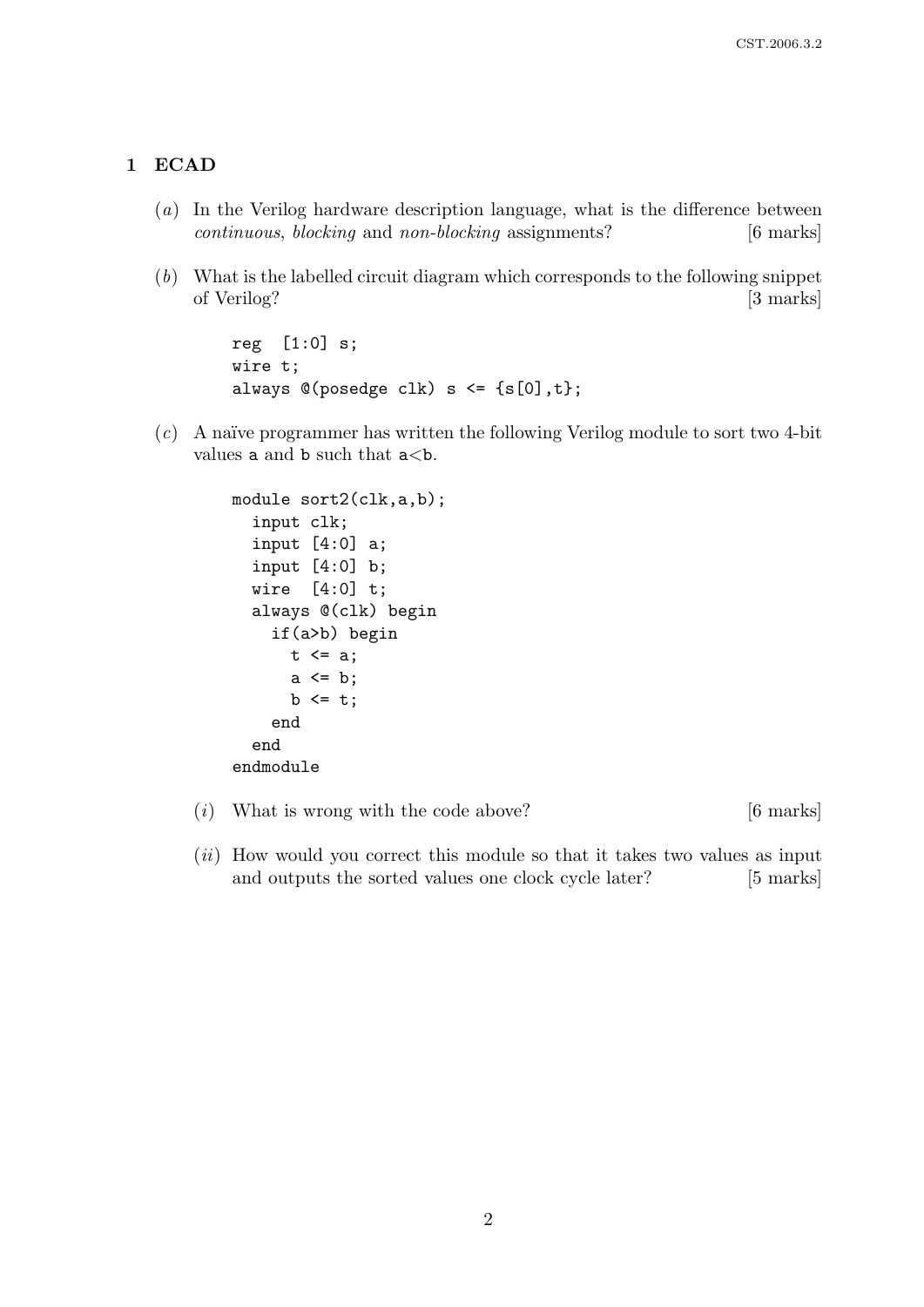## 1 ECAD

(*a*) In the Verilog hardware description language, what is the difference between *continuous*, *blocking* and *non-blocking* assignments? [6 marks]

(*b*) What is the labelled circuit diagram which corresponds to the following snippet of Verilog? [3 marks]

```
reg  [1:0] s;
wire t;
always @(posedge clk) s <= {s[0],t};
```

(*c*) A naïve programmer has written the following Verilog module to sort two 4-bit values `a` and `b` such that `a<b`.

```
module sort2(clk,a,b);
  input clk;
  input [4:0] a;
  input [4:0] b;
  wire  [4:0] t;
  always @(clk) begin
    if(a>b) begin
      t <= a;
      a <= b;
      b <= t;
    end
  end
endmodule
```

(*i*) What is wrong with the code above? [6 marks]

(*ii*) How would you correct this module so that it takes two values as input and outputs the sorted values one clock cycle later? [5 marks]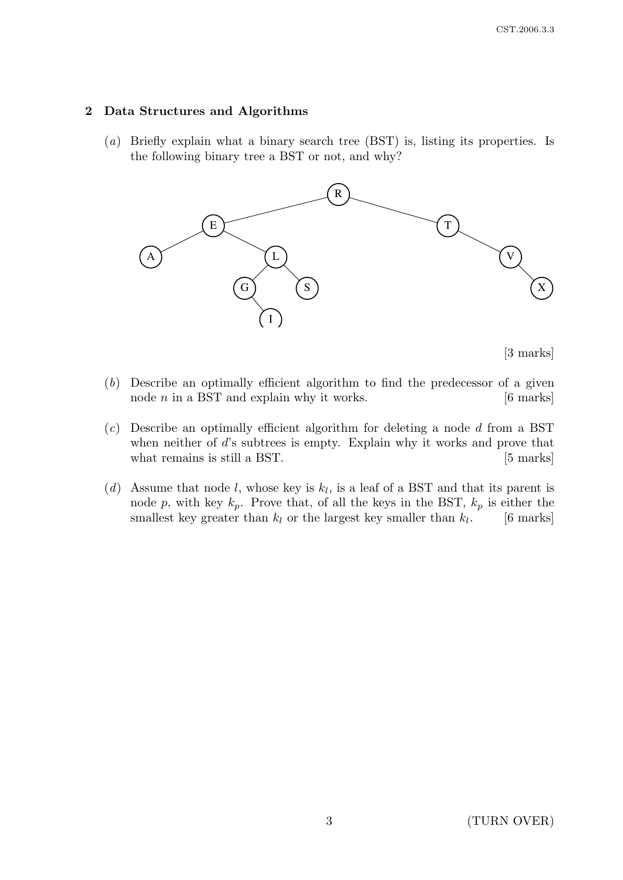## 2 Data Structures and Algorithms

(*a*) Briefly explain what a binary search tree (BST) is, listing its properties. Is the following binary tree a BST or not, and why?

[3 marks]

(*b*) Describe an optimally efficient algorithm to find the predecessor of a given node $n$ in a BST and explain why it works. [6 marks]

(*c*) Describe an optimally efficient algorithm for deleting a node $d$ from a BST when neither of $d$'s subtrees is empty. Explain why it works and prove that what remains is still a BST. [5 marks]

(*d*) Assume that node $l$, whose key is $k_l$, is a leaf of a BST and that its parent is node $p$, with key $k_p$. Prove that, of all the keys in the BST, $k_p$ is either the smallest key greater than $k_l$ or the largest key smaller than $k_l$. [6 marks]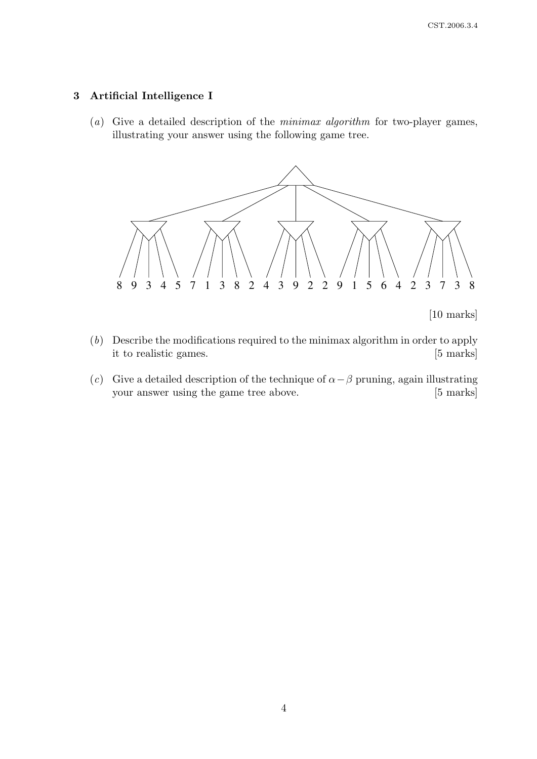## 3 Artificial Intelligence I

(*a*) Give a detailed description of the *minimax algorithm* for two-player games, illustrating your answer using the following game tree.

8 9 3 4 5 7 1 3 8 2 4 3 9 2 2 9 1 5 6 4 2 3 7 3 8

[10 marks]

(*b*) Describe the modifications required to the minimax algorithm in order to apply it to realistic games. [5 marks]

(*c*) Give a detailed description of the technique of $\alpha - \beta$ pruning, again illustrating your answer using the game tree above. [5 marks]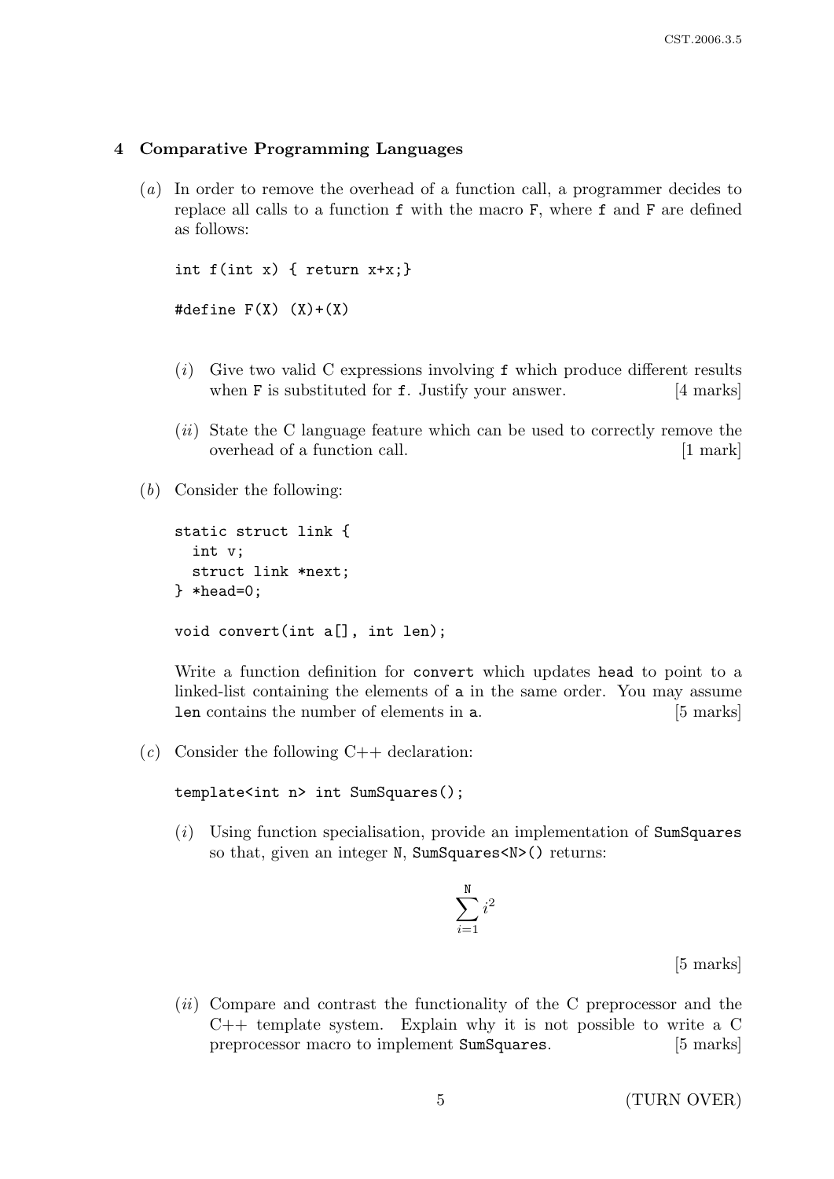## 4 Comparative Programming Languages

(*a*) In order to remove the overhead of a function call, a programmer decides to replace all calls to a function `f` with the macro `F`, where `f` and `F` are defined as follows:

```
int f(int x) { return x+x;}

#define F(X) (X)+(X)
```

(*i*) Give two valid C expressions involving `f` which produce different results when `F` is substituted for `f`. Justify your answer. [4 marks]

(*ii*) State the C language feature which can be used to correctly remove the overhead of a function call. [1 mark]

(*b*) Consider the following:

```
static struct link {
  int v;
  struct link *next;
} *head=0;

void convert(int a[], int len);
```

Write a function definition for `convert` which updates `head` to point to a linked-list containing the elements of `a` in the same order. You may assume `len` contains the number of elements in `a`. [5 marks]

(*c*) Consider the following C++ declaration:

```
template<int n> int SumSquares();
```

(*i*) Using function specialisation, provide an implementation of `SumSquares` so that, given an integer `N`, `SumSquares<N>()` returns:

$$\sum_{i=1}^{\mathtt{N}} i^2$$

[5 marks]

(*ii*) Compare and contrast the functionality of the C preprocessor and the C++ template system. Explain why it is not possible to write a C preprocessor macro to implement `SumSquares`. [5 marks]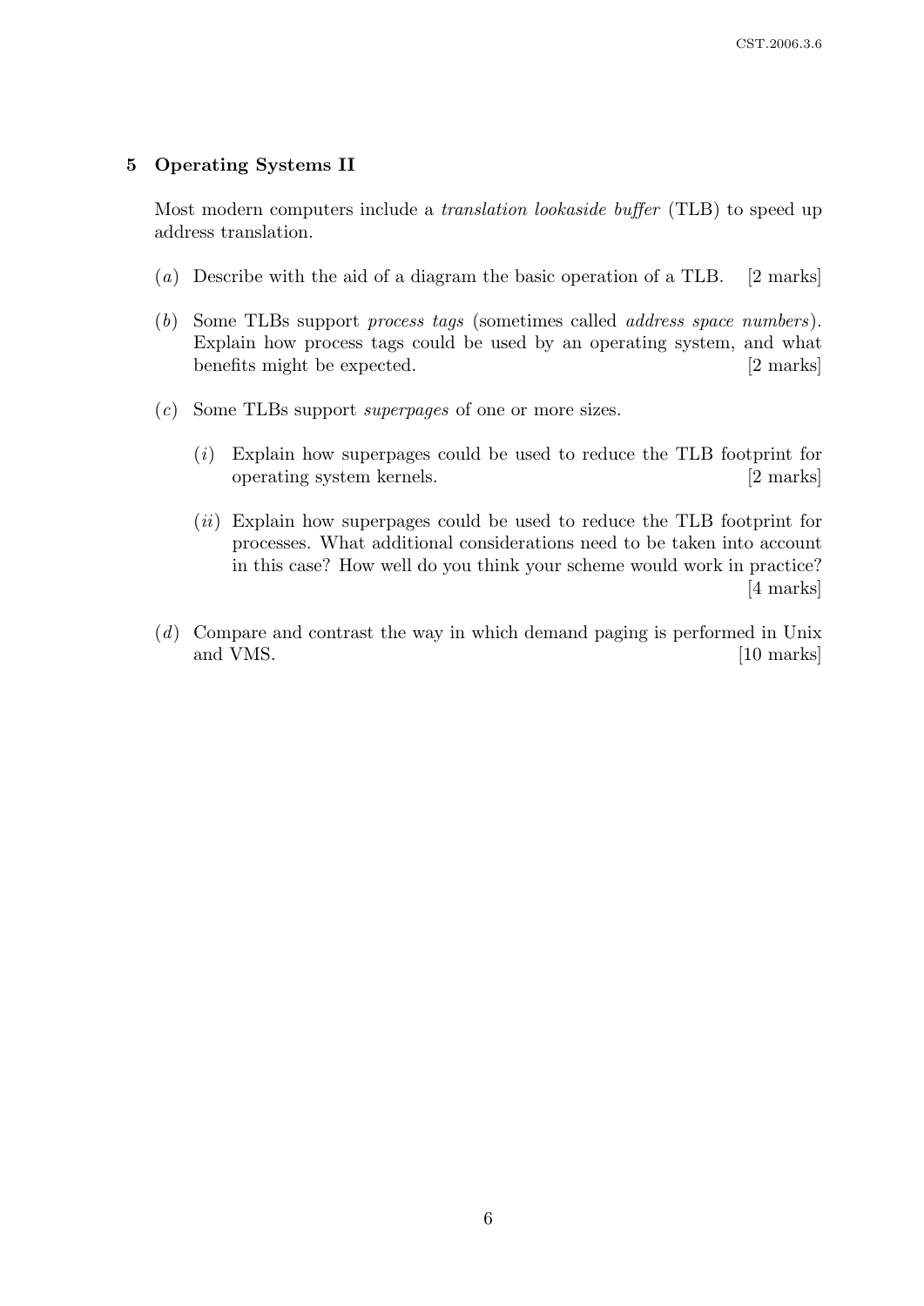## 5 Operating Systems II

Most modern computers include a *translation lookaside buffer* (TLB) to speed up address translation.

(*a*) Describe with the aid of a diagram the basic operation of a TLB. [2 marks]

(*b*) Some TLBs support *process tags* (sometimes called *address space numbers*). Explain how process tags could be used by an operating system, and what benefits might be expected. [2 marks]

(*c*) Some TLBs support *superpages* of one or more sizes.

(*i*) Explain how superpages could be used to reduce the TLB footprint for operating system kernels. [2 marks]

(*ii*) Explain how superpages could be used to reduce the TLB footprint for processes. What additional considerations need to be taken into account in this case? How well do you think your scheme would work in practice? [4 marks]

(*d*) Compare and contrast the way in which demand paging is performed in Unix and VMS. [10 marks]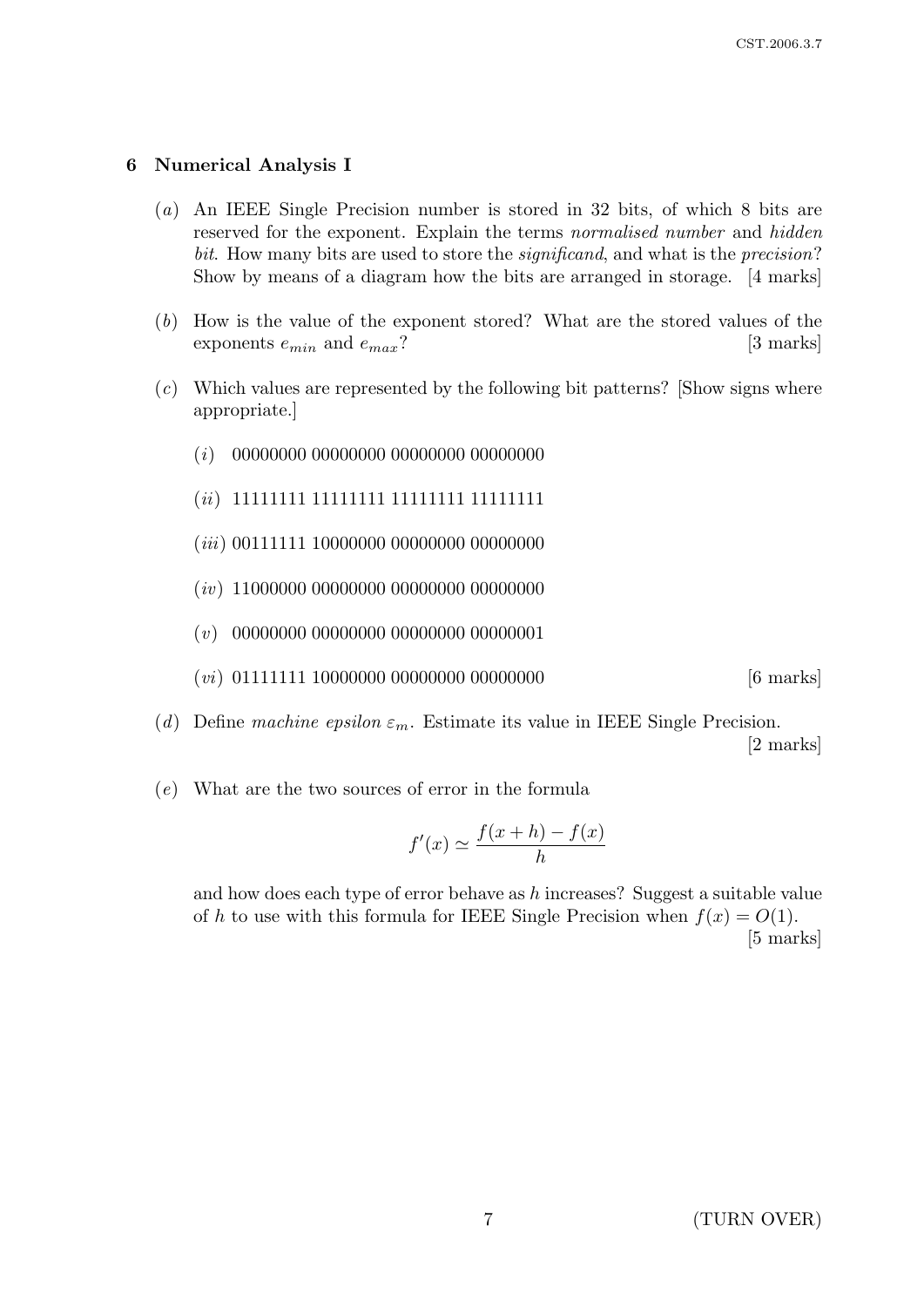## 6 Numerical Analysis I

(*a*) An IEEE Single Precision number is stored in 32 bits, of which 8 bits are reserved for the exponent. Explain the terms *normalised number* and *hidden bit*. How many bits are used to store the *significand*, and what is the *precision*? Show by means of a diagram how the bits are arranged in storage. [4 marks]

(*b*) How is the value of the exponent stored? What are the stored values of the exponents $e_{min}$ and $e_{max}$? [3 marks]

(*c*) Which values are represented by the following bit patterns? [Show signs where appropriate.]

(*i*) 00000000 00000000 00000000 00000000

(*ii*) 11111111 11111111 11111111 11111111

(*iii*) 00111111 10000000 00000000 00000000

(*iv*) 11000000 00000000 00000000 00000000

(*v*) 00000000 00000000 00000000 00000001

(*vi*) 01111111 10000000 00000000 00000000 [6 marks]

(*d*) Define *machine epsilon* $\varepsilon_m$. Estimate its value in IEEE Single Precision. [2 marks]

(*e*) What are the two sources of error in the formula

$$f'(x) \simeq \frac{f(x+h) - f(x)}{h}$$

and how does each type of error behave as $h$ increases? Suggest a suitable value of $h$ to use with this formula for IEEE Single Precision when $f(x) = O(1)$. [5 marks]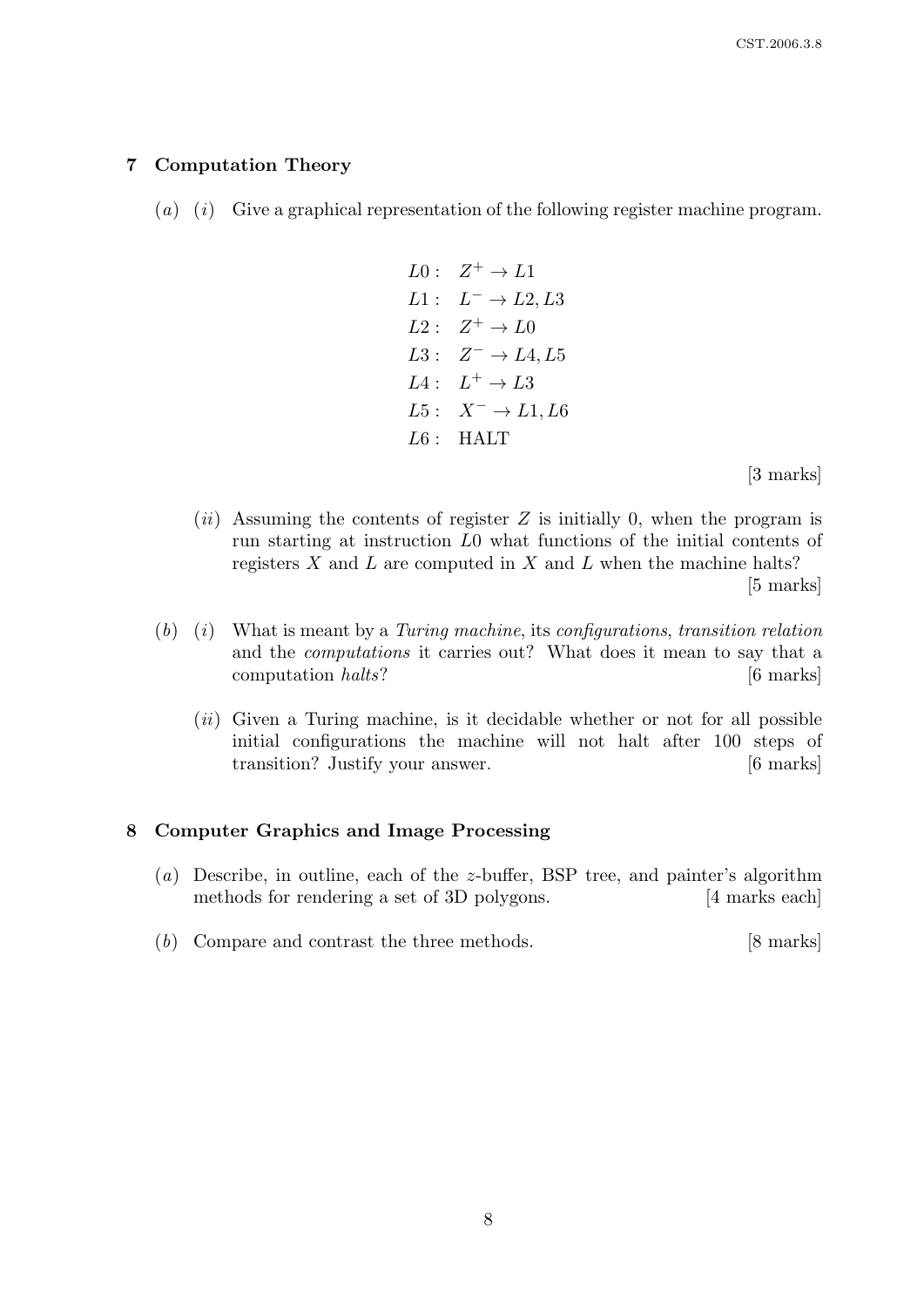## 7 Computation Theory

(*a*) (*i*) Give a graphical representation of the following register machine program.

$$
\begin{aligned}
L0: &\quad Z^+ \rightarrow L1 \\
L1: &\quad L^- \rightarrow L2, L3 \\
L2: &\quad Z^+ \rightarrow L0 \\
L3: &\quad Z^- \rightarrow L4, L5 \\
L4: &\quad L^+ \rightarrow L3 \\
L5: &\quad X^- \rightarrow L1, L6 \\
L6: &\quad \text{HALT}
\end{aligned}
$$

[3 marks]

(*ii*) Assuming the contents of register $Z$ is initially 0, when the program is run starting at instruction $L0$ what functions of the initial contents of registers $X$ and $L$ are computed in $X$ and $L$ when the machine halts? [5 marks]

(*b*) (*i*) What is meant by a *Turing machine*, its *configurations*, *transition relation* and the *computations* it carries out? What does it mean to say that a computation *halts*? [6 marks]

(*ii*) Given a Turing machine, is it decidable whether or not for all possible initial configurations the machine will not halt after 100 steps of transition? Justify your answer. [6 marks]

## 8 Computer Graphics and Image Processing

(*a*) Describe, in outline, each of the $z$-buffer, BSP tree, and painter's algorithm methods for rendering a set of 3D polygons. [4 marks each]

(*b*) Compare and contrast the three methods. [8 marks]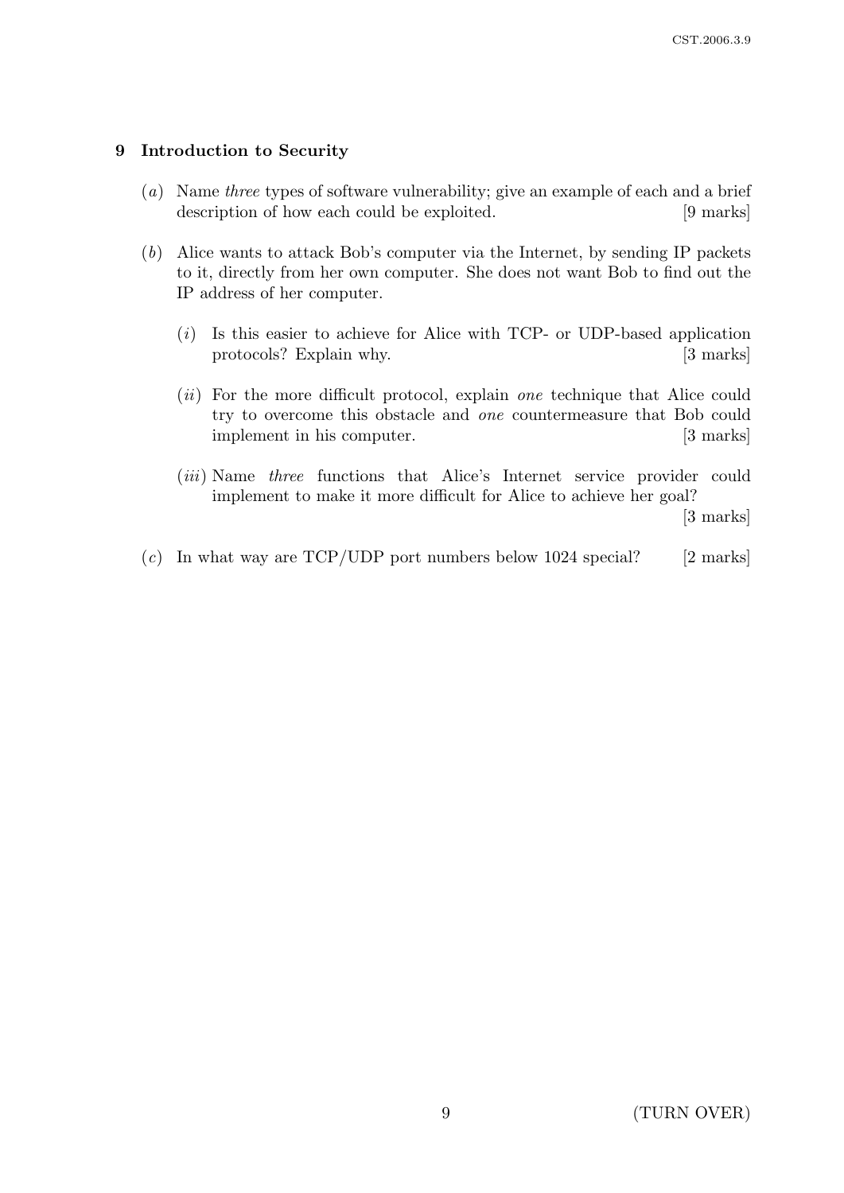## 9 Introduction to Security

(*a*) Name *three* types of software vulnerability; give an example of each and a brief description of how each could be exploited. [9 marks]

(*b*) Alice wants to attack Bob's computer via the Internet, by sending IP packets to it, directly from her own computer. She does not want Bob to find out the IP address of her computer.

(*i*) Is this easier to achieve for Alice with TCP- or UDP-based application protocols? Explain why. [3 marks]

(*ii*) For the more difficult protocol, explain *one* technique that Alice could try to overcome this obstacle and *one* countermeasure that Bob could implement in his computer. [3 marks]

(*iii*) Name *three* functions that Alice's Internet service provider could implement to make it more difficult for Alice to achieve her goal? [3 marks]

(*c*) In what way are TCP/UDP port numbers below 1024 special? [2 marks]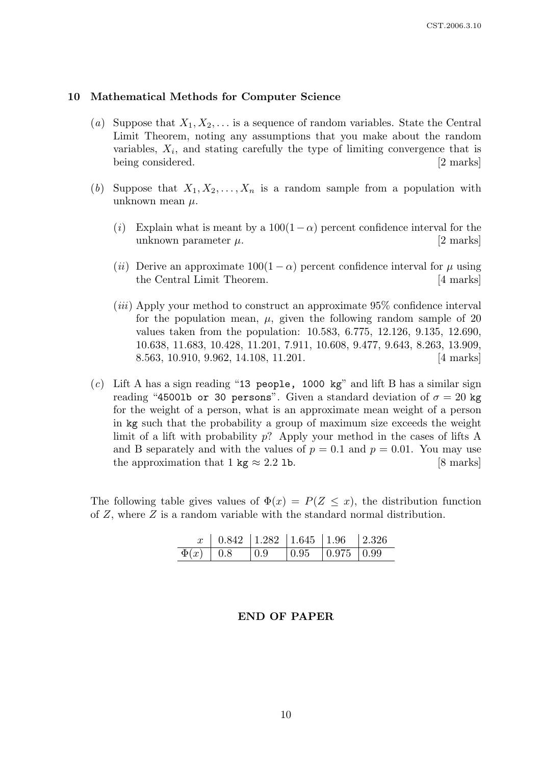## 10 Mathematical Methods for Computer Science

(*a*) Suppose that $X_1, X_2, \ldots$ is a sequence of random variables. State the Central Limit Theorem, noting any assumptions that you make about the random variables, $X_i$, and stating carefully the type of limiting convergence that is being considered. [2 marks]

(*b*) Suppose that $X_1, X_2, \ldots, X_n$ is a random sample from a population with unknown mean $\mu$.

(*i*) Explain what is meant by a $100(1-\alpha)$ percent confidence interval for the unknown parameter $\mu$. [2 marks]

(*ii*) Derive an approximate $100(1-\alpha)$ percent confidence interval for $\mu$ using the Central Limit Theorem. [4 marks]

(*iii*) Apply your method to construct an approximate 95% confidence interval for the population mean, $\mu$, given the following random sample of 20 values taken from the population: 10.583, 6.775, 12.126, 9.135, 12.690, 10.638, 11.683, 10.428, 11.201, 7.911, 10.608, 9.477, 9.643, 8.263, 13.909, 8.563, 10.910, 9.962, 14.108, 11.201. [4 marks]

(*c*) Lift A has a sign reading "`13 people, 1000 kg`" and lift B has a similar sign reading "`4500lb or 30 persons`". Given a standard deviation of $\sigma = 20$ `kg` for the weight of a person, what is an approximate mean weight of a person in `kg` such that the probability a group of maximum size exceeds the weight limit of a lift with probability $p$? Apply your method in the cases of lifts A and B separately and with the values of $p = 0.1$ and $p = 0.01$. You may use the approximation that 1 `kg` $\approx 2.2$ `lb`. [8 marks]

The following table gives values of $\Phi(x) = P(Z \leq x)$, the distribution function of $Z$, where $Z$ is a random variable with the standard normal distribution.

| $x$ | 0.842 | 1.282 | 1.645 | 1.96 | 2.326 |
|---|---|---|---|---|---|
| $\Phi(x)$ | 0.8 | 0.9 | 0.95 | 0.975 | 0.99 |

**END OF PAPER**